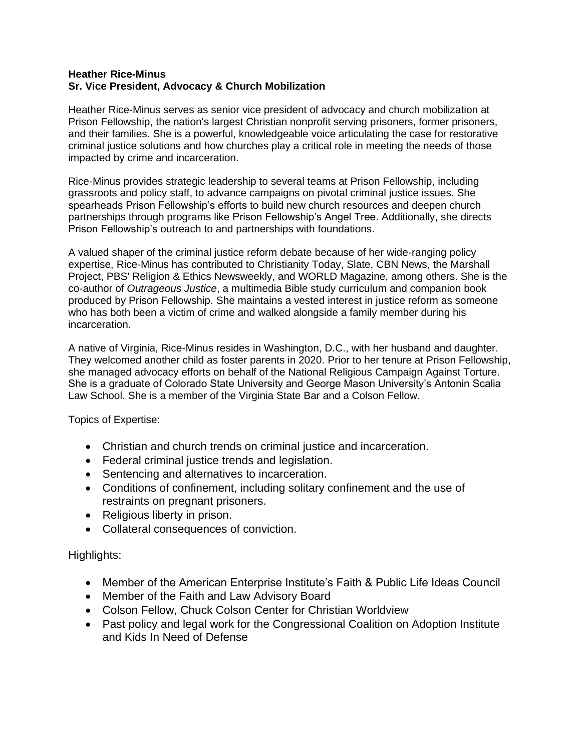**Heather Rice-Minus**
**Sr. Vice President, Advocacy & Church Mobilization**

Heather Rice-Minus serves as senior vice president of advocacy and church mobilization at Prison Fellowship, the nation's largest Christian nonprofit serving prisoners, former prisoners, and their families. She is a powerful, knowledgeable voice articulating the case for restorative criminal justice solutions and how churches play a critical role in meeting the needs of those impacted by crime and incarceration.

Rice-Minus provides strategic leadership to several teams at Prison Fellowship, including grassroots and policy staff, to advance campaigns on pivotal criminal justice issues. She spearheads Prison Fellowship's efforts to build new church resources and deepen church partnerships through programs like Prison Fellowship's Angel Tree. Additionally, she directs Prison Fellowship's outreach to and partnerships with foundations.

A valued shaper of the criminal justice reform debate because of her wide-ranging policy expertise, Rice-Minus has contributed to Christianity Today, Slate, CBN News, the Marshall Project, PBS' Religion & Ethics Newsweekly, and WORLD Magazine, among others. She is the co-author of *Outrageous Justice*, a multimedia Bible study curriculum and companion book produced by Prison Fellowship. She maintains a vested interest in justice reform as someone who has both been a victim of crime and walked alongside a family member during his incarceration.

A native of Virginia, Rice-Minus resides in Washington, D.C., with her husband and daughter. They welcomed another child as foster parents in 2020. Prior to her tenure at Prison Fellowship, she managed advocacy efforts on behalf of the National Religious Campaign Against Torture. She is a graduate of Colorado State University and George Mason University's Antonin Scalia Law School. She is a member of the Virginia State Bar and a Colson Fellow.

Topics of Expertise:

- Christian and church trends on criminal justice and incarceration.
- Federal criminal justice trends and legislation.
- Sentencing and alternatives to incarceration.
- Conditions of confinement, including solitary confinement and the use of restraints on pregnant prisoners.
- Religious liberty in prison.
- Collateral consequences of conviction.

Highlights:

- Member of the American Enterprise Institute's Faith & Public Life Ideas Council
- Member of the Faith and Law Advisory Board
- Colson Fellow, Chuck Colson Center for Christian Worldview
- Past policy and legal work for the Congressional Coalition on Adoption Institute and Kids In Need of Defense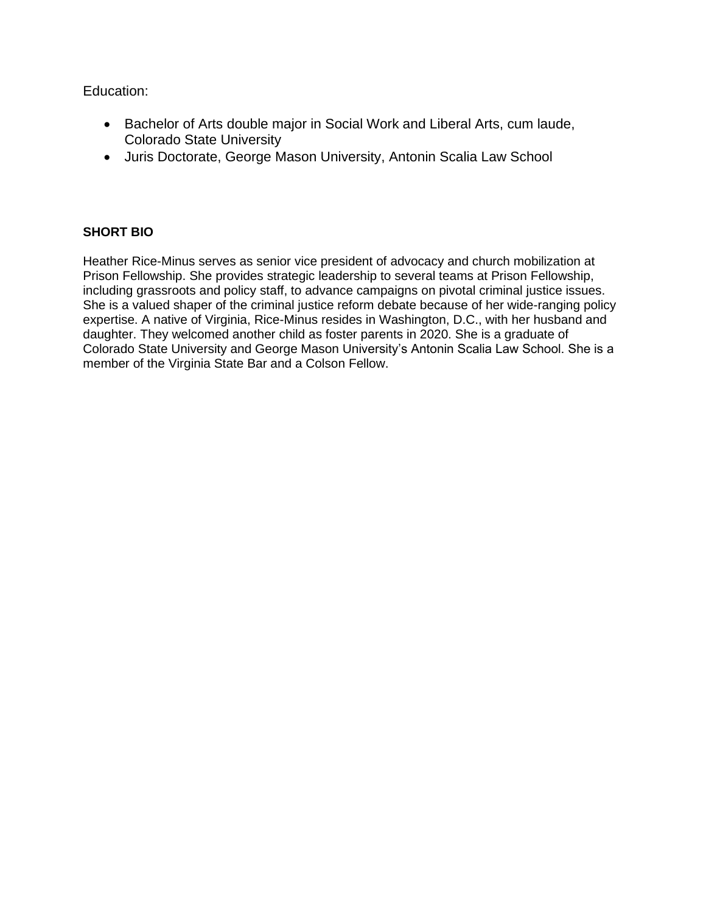Education:

- Bachelor of Arts double major in Social Work and Liberal Arts, cum laude, Colorado State University
- Juris Doctorate, George Mason University, Antonin Scalia Law School

**SHORT BIO**

Heather Rice-Minus serves as senior vice president of advocacy and church mobilization at Prison Fellowship. She provides strategic leadership to several teams at Prison Fellowship, including grassroots and policy staff, to advance campaigns on pivotal criminal justice issues. She is a valued shaper of the criminal justice reform debate because of her wide-ranging policy expertise. A native of Virginia, Rice-Minus resides in Washington, D.C., with her husband and daughter. They welcomed another child as foster parents in 2020. She is a graduate of Colorado State University and George Mason University's Antonin Scalia Law School. She is a member of the Virginia State Bar and a Colson Fellow.